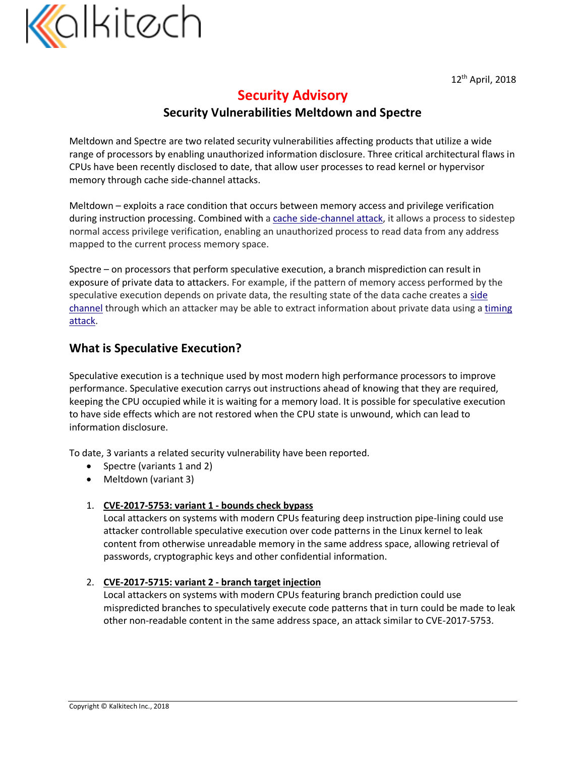Kalkitech

12th April, 2018

# Security Advisory

## Security Vulnerabilities Meltdown and Spectre

Meltdown and Spectre are two related security vulnerabilities affecting products that utilize a wide range of processors by enabling unauthorized information disclosure. Three critical architectural flaws in CPUs have been recently disclosed to date, that allow user processes to read kernel or hypervisor memory through cache side-channel attacks.

Meltdown – exploits a race condition that occurs between memory access and privilege verification during instruction processing. Combined with a cache side-channel attack, it allows a process to sidestep normal access privilege verification, enabling an unauthorized process to read data from any address mapped to the current process memory space.

Spectre – on processors that perform speculative execution, a branch misprediction can result in exposure of private data to attackers. For example, if the pattern of memory access performed by the speculative execution depends on private data, the resulting state of the data cache creates a side channel through which an attacker may be able to extract information about private data using a timing attack.

## What is Speculative Execution?

Speculative execution is a technique used by most modern high performance processors to improve performance. Speculative execution carrys out instructions ahead of knowing that they are required, keeping the CPU occupied while it is waiting for a memory load. It is possible for speculative execution to have side effects which are not restored when the CPU state is unwound, which can lead to information disclosure.

To date, 3 variants a related security vulnerability have been reported.

- Spectre (variants 1 and 2)
- Meltdown (variant 3)

1. **CVE-2017-5753: variant 1 - bounds check bypass**
   Local attackers on systems with modern CPUs featuring deep instruction pipe-lining could use attacker controllable speculative execution over code patterns in the Linux kernel to leak content from otherwise unreadable memory in the same address space, allowing retrieval of passwords, cryptographic keys and other confidential information.

2. **CVE-2017-5715: variant 2 - branch target injection**
   Local attackers on systems with modern CPUs featuring branch prediction could use mispredicted branches to speculatively execute code patterns that in turn could be made to leak other non-readable content in the same address space, an attack similar to CVE-2017-5753.

Copyright © Kalkitech Inc., 2018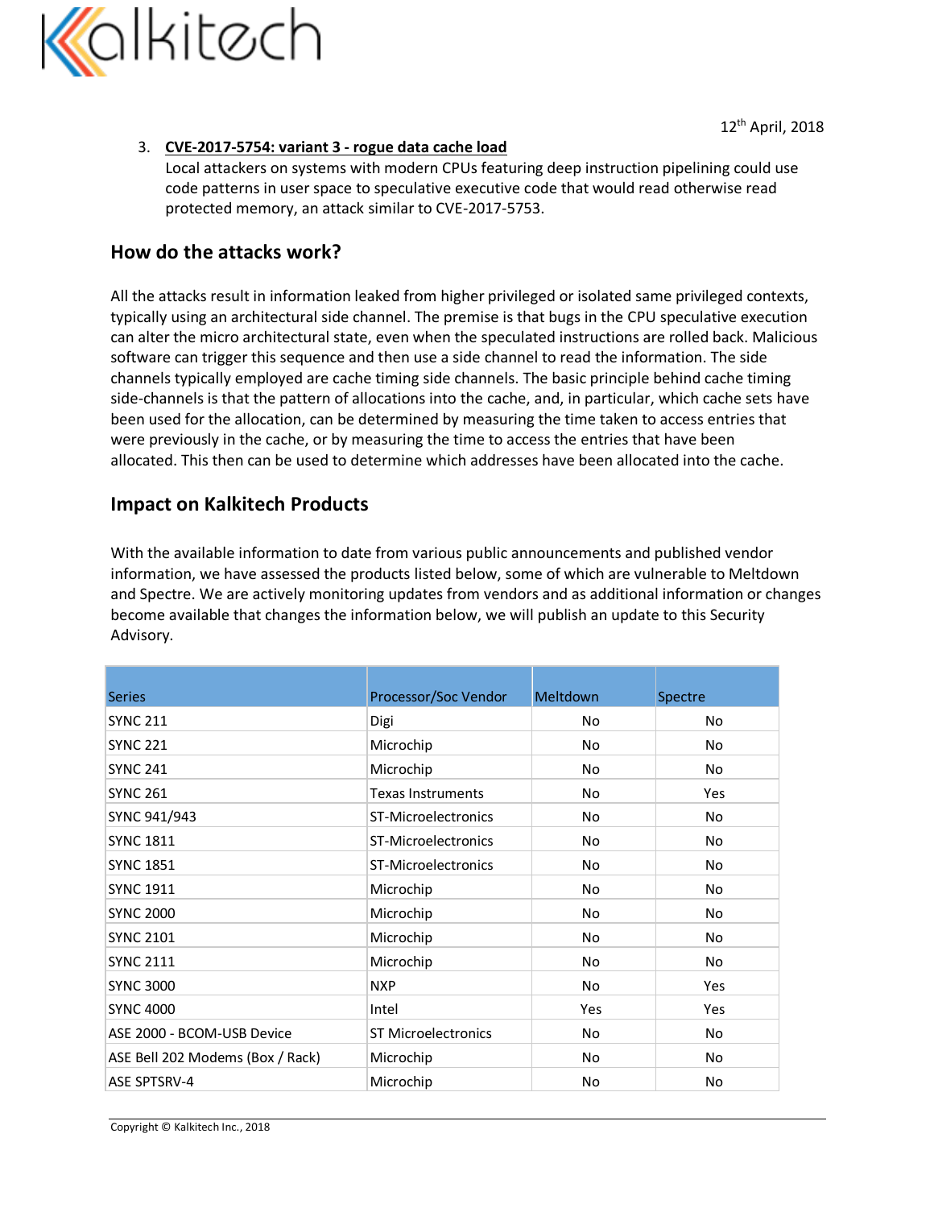3. **CVE-2017-5754: variant 3 - rogue data cache load**
   Local attackers on systems with modern CPUs featuring deep instruction pipelining could use code patterns in user space to speculative executive code that would read otherwise read protected memory, an attack similar to CVE-2017-5753.

## How do the attacks work?

All the attacks result in information leaked from higher privileged or isolated same privileged contexts, typically using an architectural side channel. The premise is that bugs in the CPU speculative execution can alter the micro architectural state, even when the speculated instructions are rolled back. Malicious software can trigger this sequence and then use a side channel to read the information. The side channels typically employed are cache timing side channels. The basic principle behind cache timing side-channels is that the pattern of allocations into the cache, and, in particular, which cache sets have been used for the allocation, can be determined by measuring the time taken to access entries that were previously in the cache, or by measuring the time to access the entries that have been allocated. This then can be used to determine which addresses have been allocated into the cache.

## Impact on Kalkitech Products

With the available information to date from various public announcements and published vendor information, we have assessed the products listed below, some of which are vulnerable to Meltdown and Spectre. We are actively monitoring updates from vendors and as additional information or changes become available that changes the information below, we will publish an update to this Security Advisory.

| Series | Processor/Soc Vendor | Meltdown | Spectre |
|---|---|---|---|
| SYNC 211 | Digi | No | No |
| SYNC 221 | Microchip | No | No |
| SYNC 241 | Microchip | No | No |
| SYNC 261 | Texas Instruments | No | Yes |
| SYNC 941/943 | ST-Microelectronics | No | No |
| SYNC 1811 | ST-Microelectronics | No | No |
| SYNC 1851 | ST-Microelectronics | No | No |
| SYNC 1911 | Microchip | No | No |
| SYNC 2000 | Microchip | No | No |
| SYNC 2101 | Microchip | No | No |
| SYNC 2111 | Microchip | No | No |
| SYNC 3000 | NXP | No | Yes |
| SYNC 4000 | Intel | Yes | Yes |
| ASE 2000 - BCOM-USB Device | ST Microelectronics | No | No |
| ASE Bell 202 Modems (Box / Rack) | Microchip | No | No |
| ASE SPTSRV-4 | Microchip | No | No |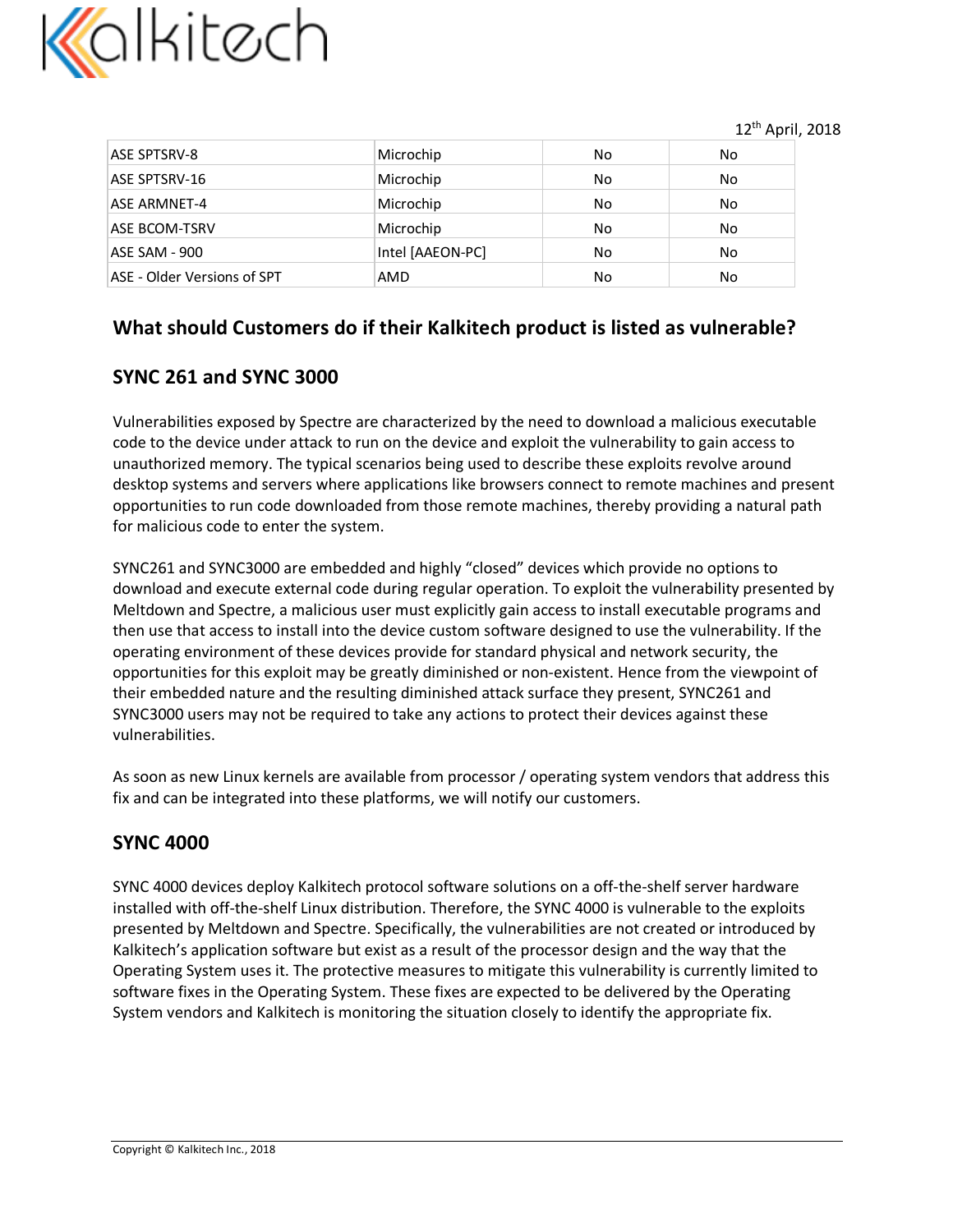12th April, 2018

| | | | |
|---|---|---|---|
| ASE SPTSRV-8 | Microchip | No | No |
| ASE SPTSRV-16 | Microchip | No | No |
| ASE ARMNET-4 | Microchip | No | No |
| ASE BCOM-TSRV | Microchip | No | No |
| ASE SAM - 900 | Intel [AAEON-PC] | No | No |
| ASE - Older Versions of SPT | AMD | No | No |

## What should Customers do if their Kalkitech product is listed as vulnerable?

### SYNC 261 and SYNC 3000

Vulnerabilities exposed by Spectre are characterized by the need to download a malicious executable code to the device under attack to run on the device and exploit the vulnerability to gain access to unauthorized memory. The typical scenarios being used to describe these exploits revolve around desktop systems and servers where applications like browsers connect to remote machines and present opportunities to run code downloaded from those remote machines, thereby providing a natural path for malicious code to enter the system.

SYNC261 and SYNC3000 are embedded and highly "closed" devices which provide no options to download and execute external code during regular operation. To exploit the vulnerability presented by Meltdown and Spectre, a malicious user must explicitly gain access to install executable programs and then use that access to install into the device custom software designed to use the vulnerability. If the operating environment of these devices provide for standard physical and network security, the opportunities for this exploit may be greatly diminished or non-existent. Hence from the viewpoint of their embedded nature and the resulting diminished attack surface they present, SYNC261 and SYNC3000 users may not be required to take any actions to protect their devices against these vulnerabilities.

As soon as new Linux kernels are available from processor / operating system vendors that address this fix and can be integrated into these platforms, we will notify our customers.

### SYNC 4000

SYNC 4000 devices deploy Kalkitech protocol software solutions on a off-the-shelf server hardware installed with off-the-shelf Linux distribution. Therefore, the SYNC 4000 is vulnerable to the exploits presented by Meltdown and Spectre. Specifically, the vulnerabilities are not created or introduced by Kalkitech's application software but exist as a result of the processor design and the way that the Operating System uses it. The protective measures to mitigate this vulnerability is currently limited to software fixes in the Operating System. These fixes are expected to be delivered by the Operating System vendors and Kalkitech is monitoring the situation closely to identify the appropriate fix.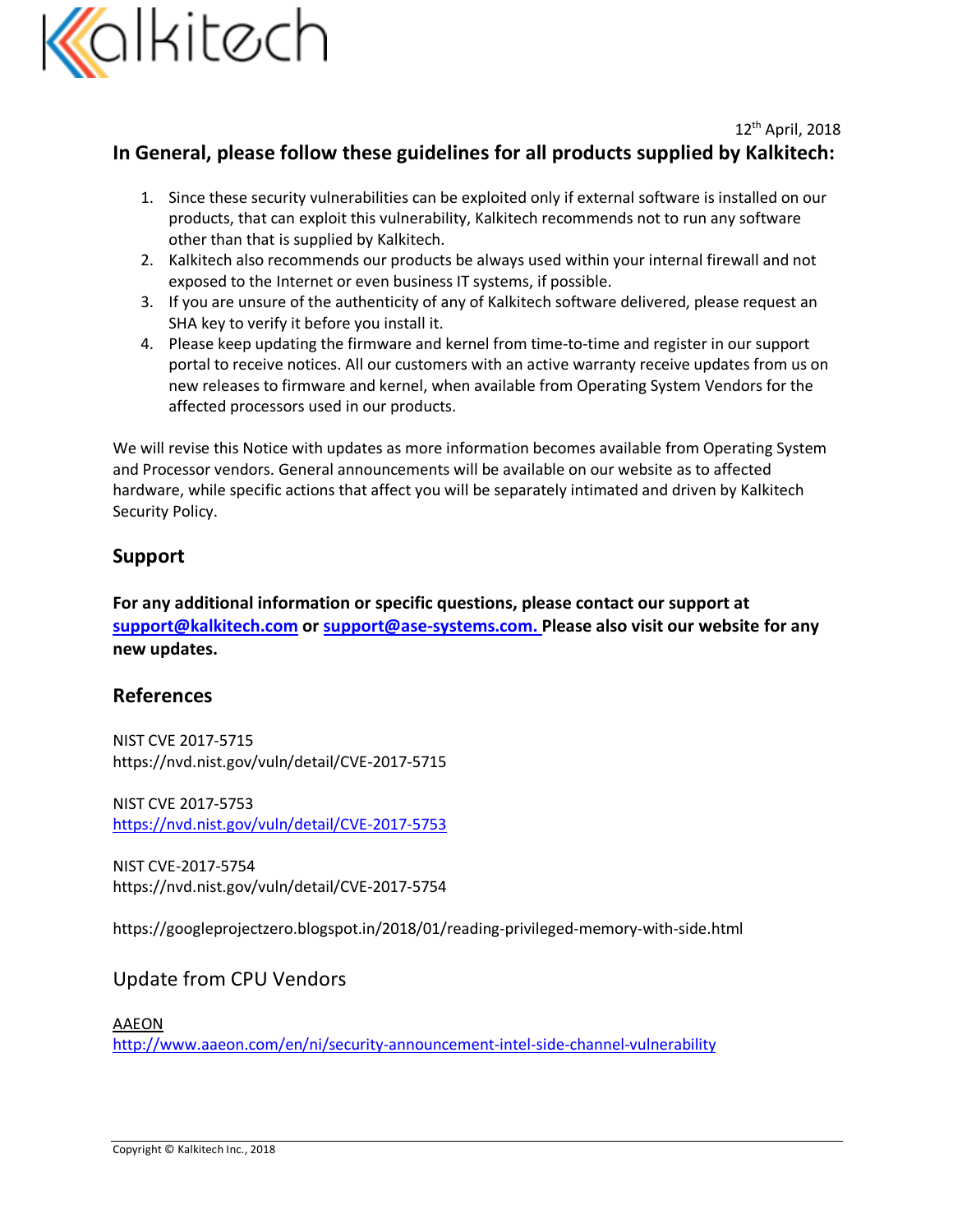12th April, 2018

## In General, please follow these guidelines for all products supplied by Kalkitech:

1. Since these security vulnerabilities can be exploited only if external software is installed on our products, that can exploit this vulnerability, Kalkitech recommends not to run any software other than that is supplied by Kalkitech.
2. Kalkitech also recommends our products be always used within your internal firewall and not exposed to the Internet or even business IT systems, if possible.
3. If you are unsure of the authenticity of any of Kalkitech software delivered, please request an SHA key to verify it before you install it.
4. Please keep updating the firmware and kernel from time-to-time and register in our support portal to receive notices. All our customers with an active warranty receive updates from us on new releases to firmware and kernel, when available from Operating System Vendors for the affected processors used in our products.

We will revise this Notice with updates as more information becomes available from Operating System and Processor vendors. General announcements will be available on our website as to affected hardware, while specific actions that affect you will be separately intimated and driven by Kalkitech Security Policy.

## Support

**For any additional information or specific questions, please contact our support at support@kalkitech.com or support@ase-systems.com. Please also visit our website for any new updates.**

## References

NIST CVE 2017-5715
https://nvd.nist.gov/vuln/detail/CVE-2017-5715

NIST CVE 2017-5753
https://nvd.nist.gov/vuln/detail/CVE-2017-5753

NIST CVE-2017-5754
https://nvd.nist.gov/vuln/detail/CVE-2017-5754

https://googleprojectzero.blogspot.in/2018/01/reading-privileged-memory-with-side.html

## Update from CPU Vendors

AAEON
http://www.aaeon.com/en/ni/security-announcement-intel-side-channel-vulnerability

Copyright © Kalkitech Inc., 2018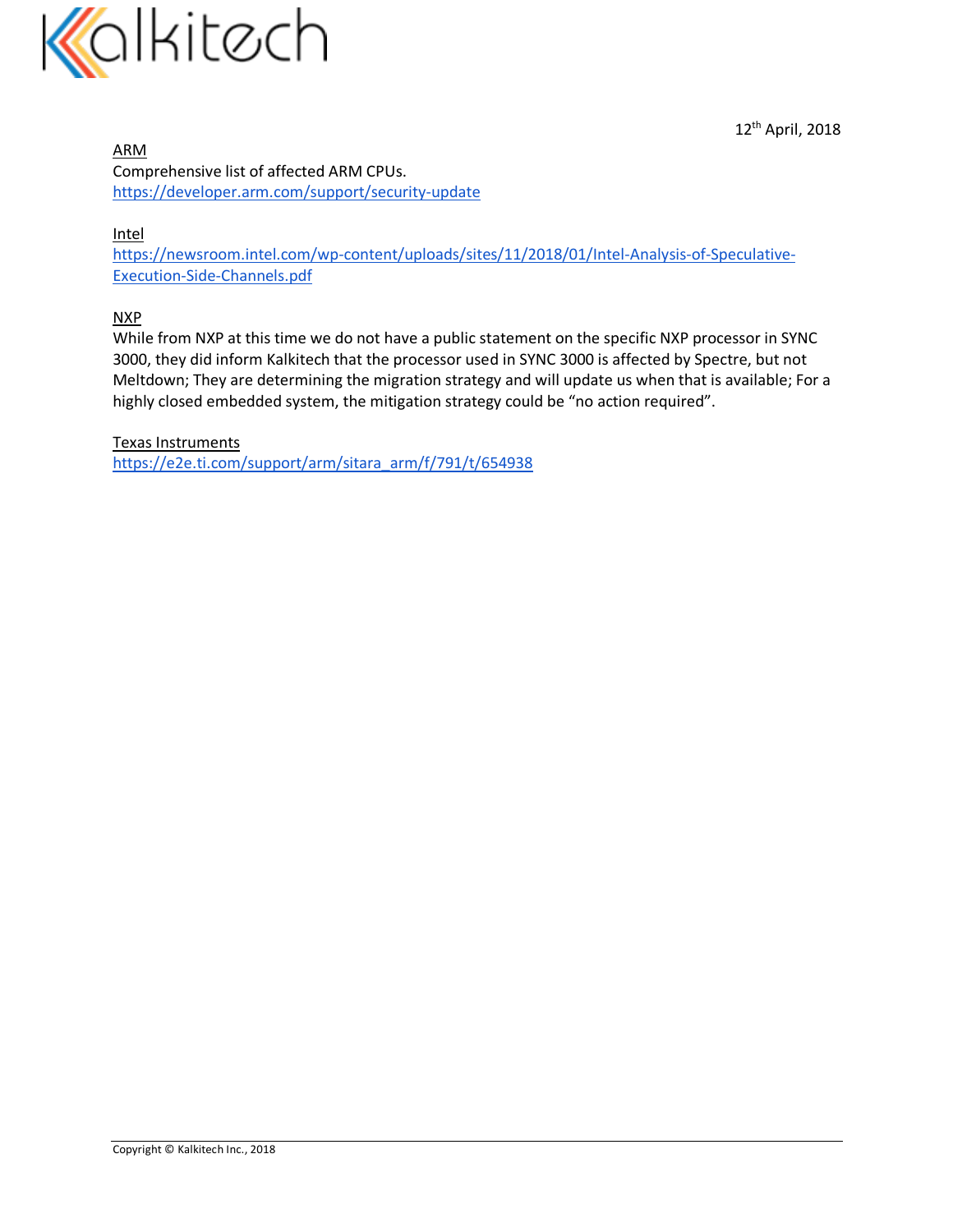12th April, 2018

ARM

Comprehensive list of affected ARM CPUs.
https://developer.arm.com/support/security-update

Intel

https://newsroom.intel.com/wp-content/uploads/sites/11/2018/01/Intel-Analysis-of-Speculative-Execution-Side-Channels.pdf

NXP

While from NXP at this time we do not have a public statement on the specific NXP processor in SYNC 3000, they did inform Kalkitech that the processor used in SYNC 3000 is affected by Spectre, but not Meltdown; They are determining the migration strategy and will update us when that is available; For a highly closed embedded system, the mitigation strategy could be "no action required".

Texas Instruments

https://e2e.ti.com/support/arm/sitara_arm/f/791/t/654938